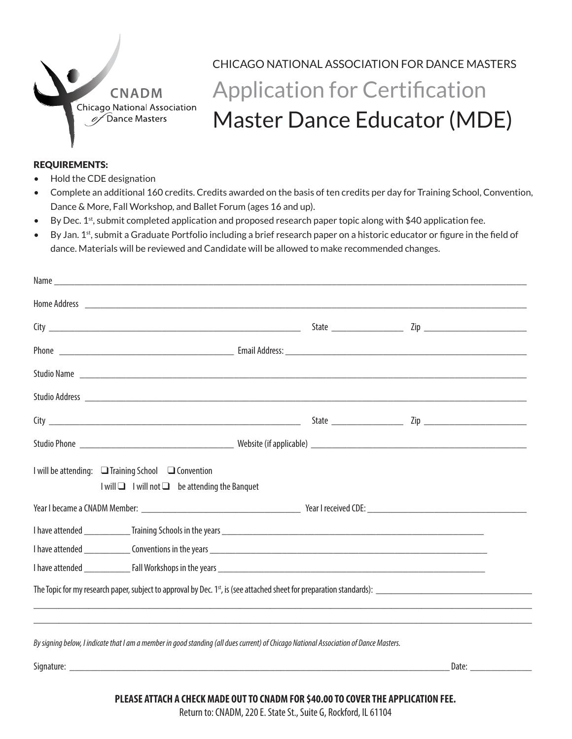CNADM
Chicago National Association of Dance Masters

CHICAGO NATIONAL ASSOCIATION FOR DANCE MASTERS

# Application for Certification

# Master Dance Educator (MDE)

**REQUIREMENTS:**

- Hold the CDE designation
- Complete an additional 160 credits. Credits awarded on the basis of ten credits per day for Training School, Convention, Dance & More, Fall Workshop, and Ballet Forum (ages 16 and up).
- By Dec. 1st, submit completed application and proposed research paper topic along with $40 application fee.
- By Jan. 1st, submit a Graduate Portfolio including a brief research paper on a historic educator or figure in the field of dance. Materials will be reviewed and Candidate will be allowed to make recommended changes.

Name ______________________________________________

Home Address ______________________________________________

City ______________________________ State ______________ Zip ______________

Phone ______________________________ Email Address: ______________________________

Studio Name ______________________________________________

Studio Address ______________________________________________

City ______________________________ State ______________ Zip ______________

Studio Phone ______________________________ Website (if applicable) ______________________________

I will be attending: ❑ Training School ❑ Convention

I will ❑ I will not ❑ be attending the Banquet

Year I became a CNADM Member: ______________________________ Year I received CDE: ______________________________

I have attended __________ Training Schools in the years ______________________________

I have attended __________ Conventions in the years ______________________________

I have attended __________ Fall Workshops in the years ______________________________

The Topic for my research paper, subject to approval by Dec. 1st, is (see attached sheet for preparation standards): ______________________________

______________________________________________

______________________________________________

*By signing below, I indicate that I am a member in good standing (all dues current) of Chicago National Association of Dance Masters.*

Signature: ______________________________________________ Date: ______________

**PLEASE ATTACH A CHECK MADE OUT TO CNADM FOR $40.00 TO COVER THE APPLICATION FEE.**

Return to: CNADM, 220 E. State St., Suite G, Rockford, IL 61104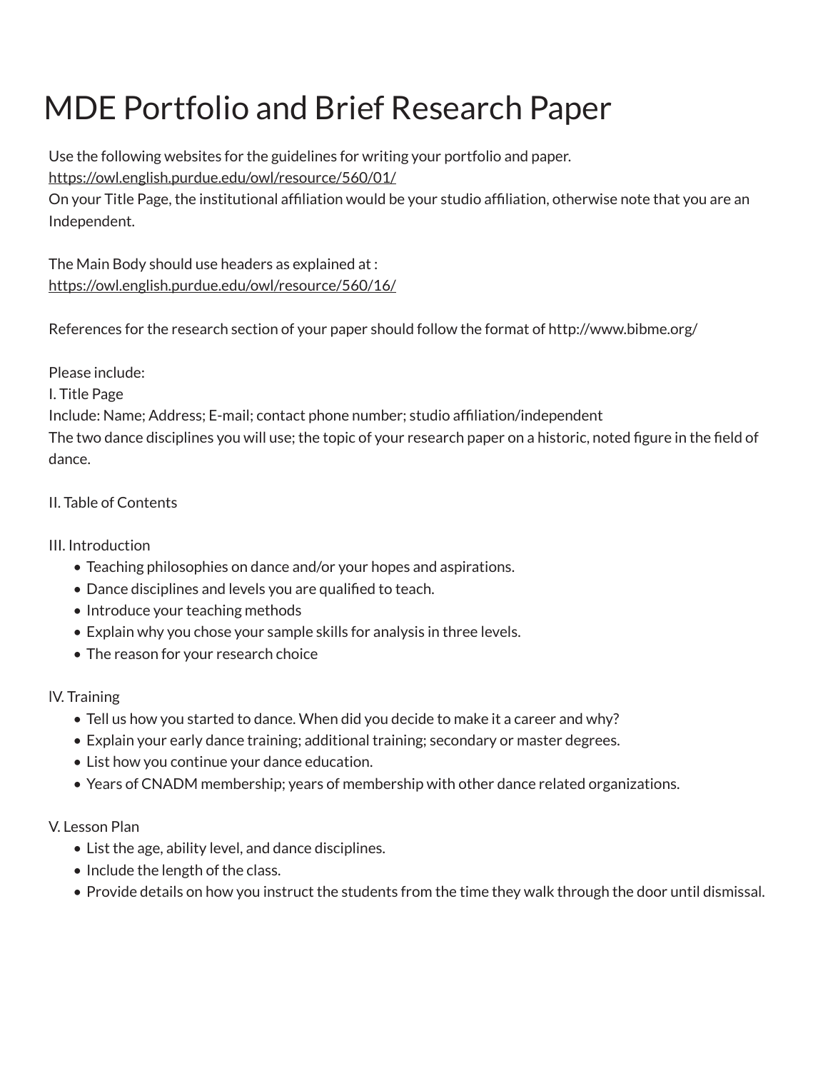# MDE Portfolio and Brief Research Paper

Use the following websites for the guidelines for writing your portfolio and paper.
https://owl.english.purdue.edu/owl/resource/560/01/
On your Title Page, the institutional affiliation would be your studio affiliation, otherwise note that you are an Independent.

The Main Body should use headers as explained at :
https://owl.english.purdue.edu/owl/resource/560/16/

References for the research section of your paper should follow the format of http://www.bibme.org/

Please include:
I. Title Page
Include: Name; Address; E-mail; contact phone number; studio affiliation/independent
The two dance disciplines you will use; the topic of your research paper on a historic, noted figure in the field of dance.

II. Table of Contents

III. Introduction

- Teaching philosophies on dance and/or your hopes and aspirations.
- Dance disciplines and levels you are qualified to teach.
- Introduce your teaching methods
- Explain why you chose your sample skills for analysis in three levels.
- The reason for your research choice

IV. Training

- Tell us how you started to dance. When did you decide to make it a career and why?
- Explain your early dance training; additional training; secondary or master degrees.
- List how you continue your dance education.
- Years of CNADM membership; years of membership with other dance related organizations.

V. Lesson Plan

- List the age, ability level, and dance disciplines.
- Include the length of the class.
- Provide details on how you instruct the students from the time they walk through the door until dismissal.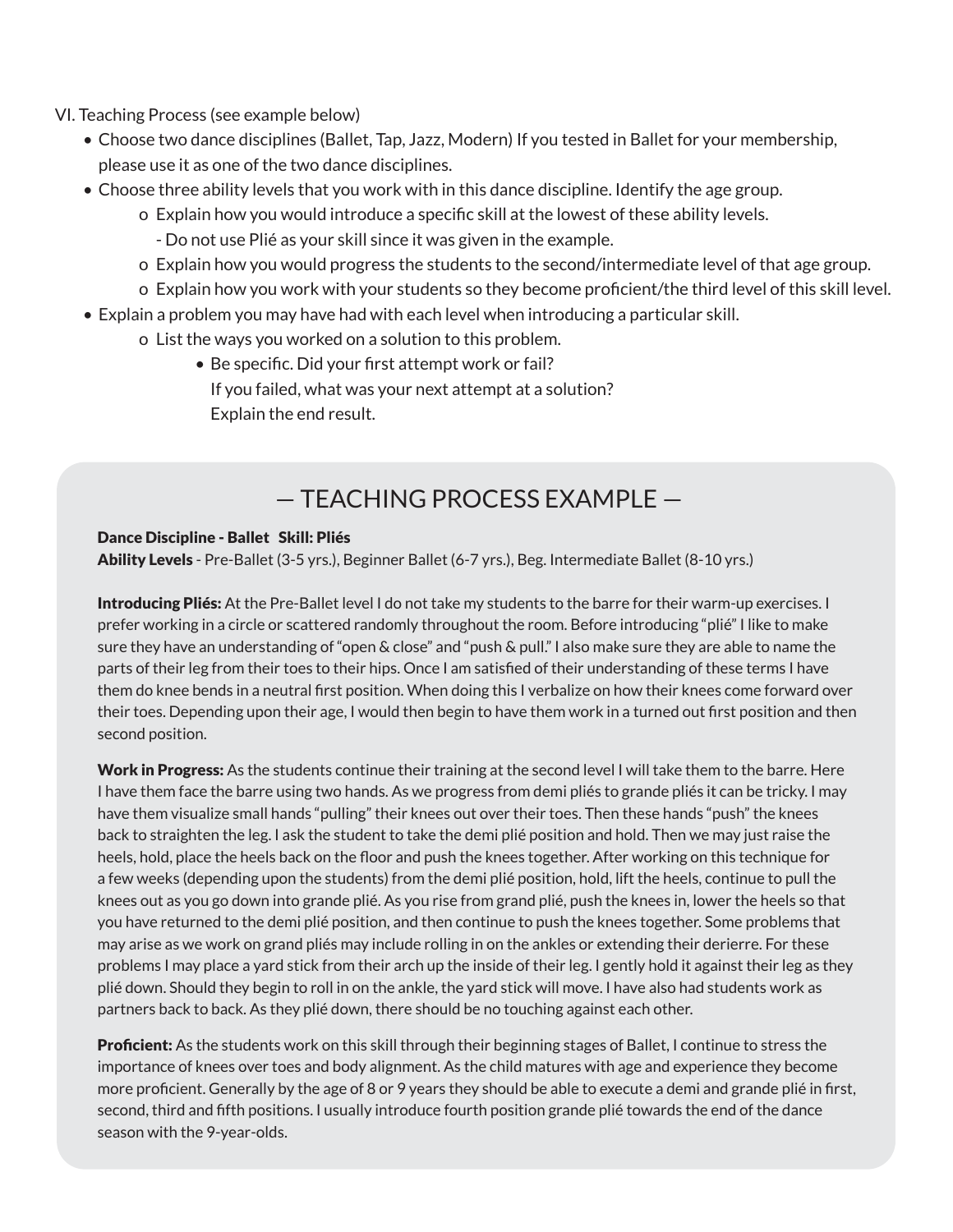VI. Teaching Process (see example below)

- Choose two dance disciplines (Ballet, Tap, Jazz, Modern) If you tested in Ballet for your membership, please use it as one of the two dance disciplines.
- Choose three ability levels that you work with in this dance discipline. Identify the age group.
  - o Explain how you would introduce a specific skill at the lowest of these ability levels.
    - Do not use Plié as your skill since it was given in the example.
  - o Explain how you would progress the students to the second/intermediate level of that age group.
  - o Explain how you work with your students so they become proficient/the third level of this skill level.
- Explain a problem you may have had with each level when introducing a particular skill.
  - o List the ways you worked on a solution to this problem.
    - Be specific. Did your first attempt work or fail?
      If you failed, what was your next attempt at a solution?
      Explain the end result.

## — TEACHING PROCESS EXAMPLE —

**Dance Discipline - Ballet  Skill: Pliés**
**Ability Levels** - Pre-Ballet (3-5 yrs.), Beginner Ballet (6-7 yrs.), Beg. Intermediate Ballet (8-10 yrs.)

**Introducing Pliés:** At the Pre-Ballet level I do not take my students to the barre for their warm-up exercises. I prefer working in a circle or scattered randomly throughout the room. Before introducing "plié" I like to make sure they have an understanding of "open & close" and "push & pull." I also make sure they are able to name the parts of their leg from their toes to their hips. Once I am satisfied of their understanding of these terms I have them do knee bends in a neutral first position. When doing this I verbalize on how their knees come forward over their toes. Depending upon their age, I would then begin to have them work in a turned out first position and then second position.

**Work in Progress:** As the students continue their training at the second level I will take them to the barre. Here I have them face the barre using two hands. As we progress from demi pliés to grande pliés it can be tricky. I may have them visualize small hands "pulling" their knees out over their toes. Then these hands "push" the knees back to straighten the leg. I ask the student to take the demi plié position and hold. Then we may just raise the heels, hold, place the heels back on the floor and push the knees together. After working on this technique for a few weeks (depending upon the students) from the demi plié position, hold, lift the heels, continue to pull the knees out as you go down into grande plié. As you rise from grand plié, push the knees in, lower the heels so that you have returned to the demi plié position, and then continue to push the knees together. Some problems that may arise as we work on grand pliés may include rolling in on the ankles or extending their derierre. For these problems I may place a yard stick from their arch up the inside of their leg. I gently hold it against their leg as they plié down. Should they begin to roll in on the ankle, the yard stick will move. I have also had students work as partners back to back. As they plié down, there should be no touching against each other.

**Proficient:** As the students work on this skill through their beginning stages of Ballet, I continue to stress the importance of knees over toes and body alignment. As the child matures with age and experience they become more proficient. Generally by the age of 8 or 9 years they should be able to execute a demi and grande plié in first, second, third and fifth positions. I usually introduce fourth position grande plié towards the end of the dance season with the 9-year-olds.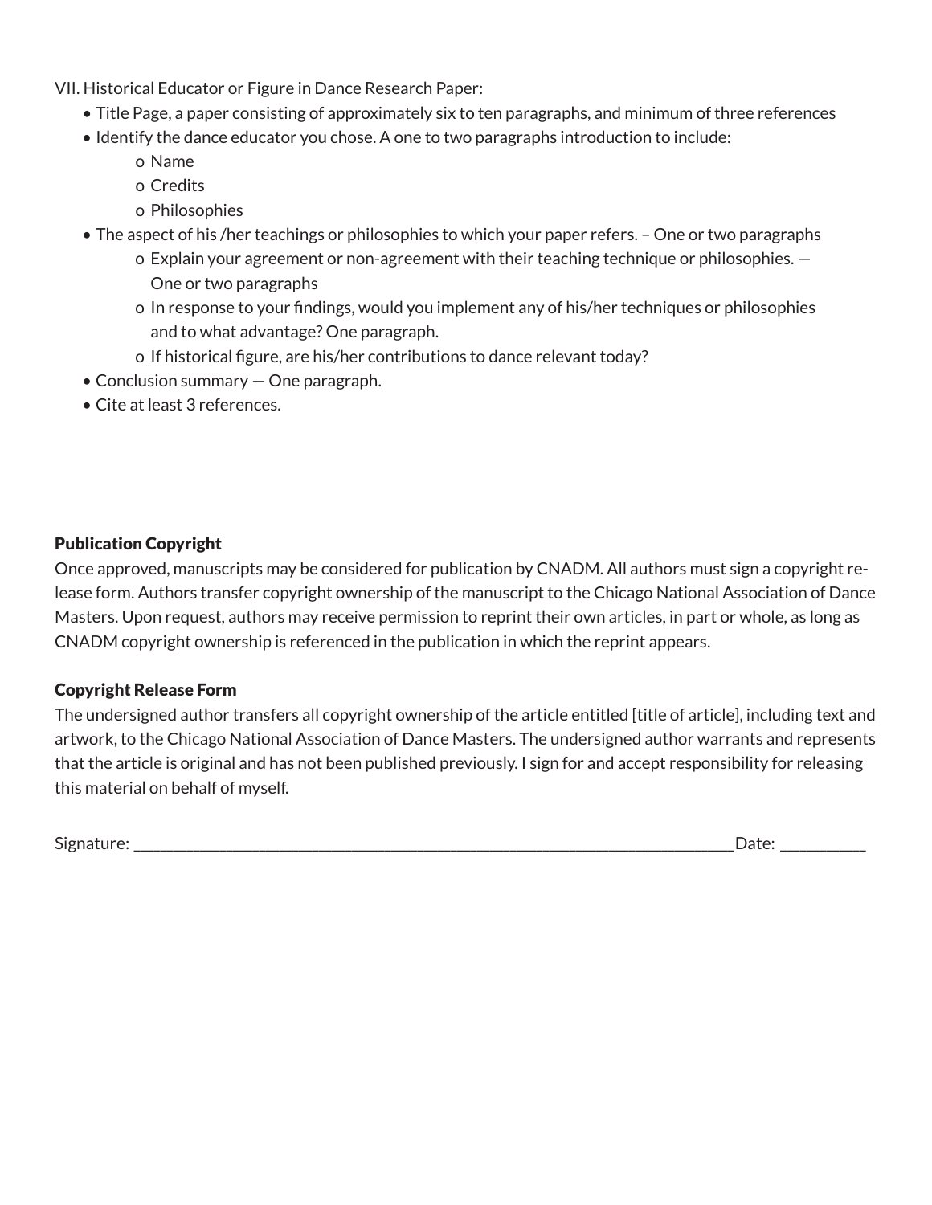VII. Historical Educator or Figure in Dance Research Paper:

- Title Page, a paper consisting of approximately six to ten paragraphs, and minimum of three references
- Identify the dance educator you chose. A one to two paragraphs introduction to include:
  - o Name
  - o Credits
  - o Philosophies
- The aspect of his /her teachings or philosophies to which your paper refers. – One or two paragraphs
  - o Explain your agreement or non-agreement with their teaching technique or philosophies. — One or two paragraphs
  - o In response to your findings, would you implement any of his/her techniques or philosophies and to what advantage? One paragraph.
  - o If historical figure, are his/her contributions to dance relevant today?
- Conclusion summary — One paragraph.
- Cite at least 3 references.

**Publication Copyright**

Once approved, manuscripts may be considered for publication by CNADM. All authors must sign a copyright release form. Authors transfer copyright ownership of the manuscript to the Chicago National Association of Dance Masters. Upon request, authors may receive permission to reprint their own articles, in part or whole, as long as CNADM copyright ownership is referenced in the publication in which the reprint appears.

**Copyright Release Form**

The undersigned author transfers all copyright ownership of the article entitled [title of article], including text and artwork, to the Chicago National Association of Dance Masters. The undersigned author warrants and represents that the article is original and has not been published previously. I sign for and accept responsibility for releasing this material on behalf of myself.

Signature: ___________________________________________________________________________ Date: __________